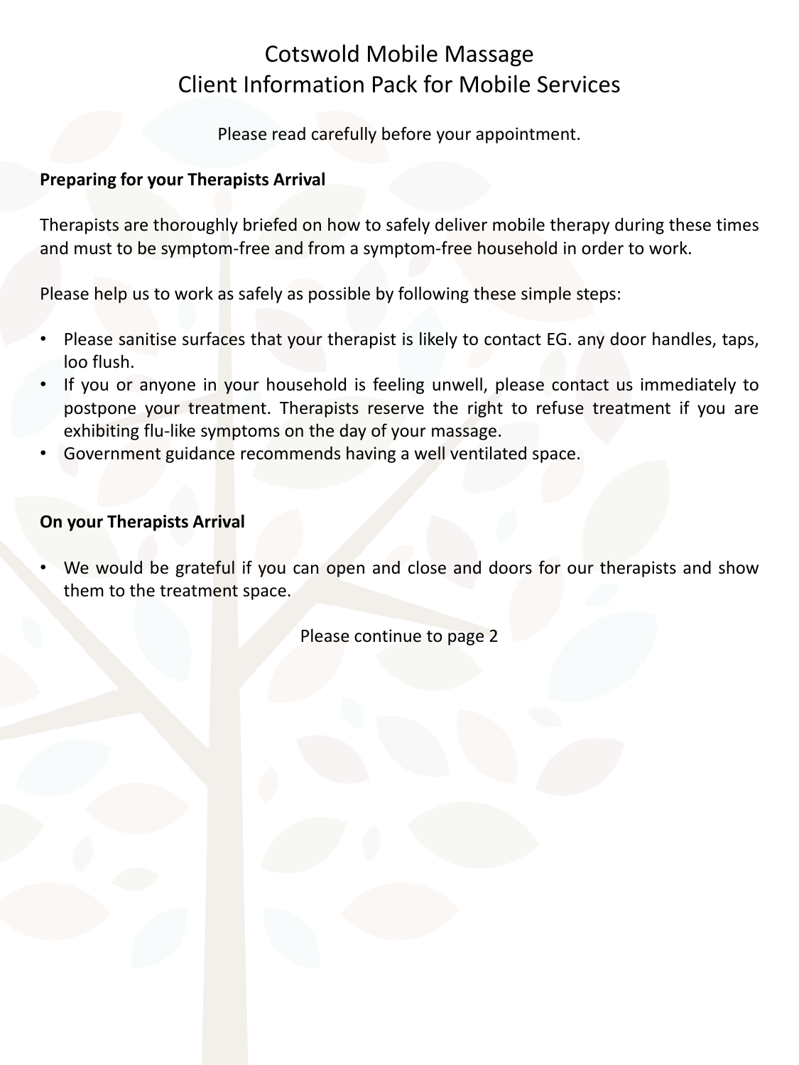# Cotswold Mobile Massage
# Client Information Pack for Mobile Services

Please read carefully before your appointment.

**Preparing for your Therapists Arrival**

Therapists are thoroughly briefed on how to safely deliver mobile therapy during these times and must to be symptom-free and from a symptom-free household in order to work.

Please help us to work as safely as possible by following these simple steps:

- Please sanitise surfaces that your therapist is likely to contact EG. any door handles, taps, loo flush.
- If you or anyone in your household is feeling unwell, please contact us immediately to postpone your treatment. Therapists reserve the right to refuse treatment if you are exhibiting flu-like symptoms on the day of your massage.
- Government guidance recommends having a well ventilated space.

**On your Therapists Arrival**

- We would be grateful if you can open and close and doors for our therapists and show them to the treatment space.

Please continue to page 2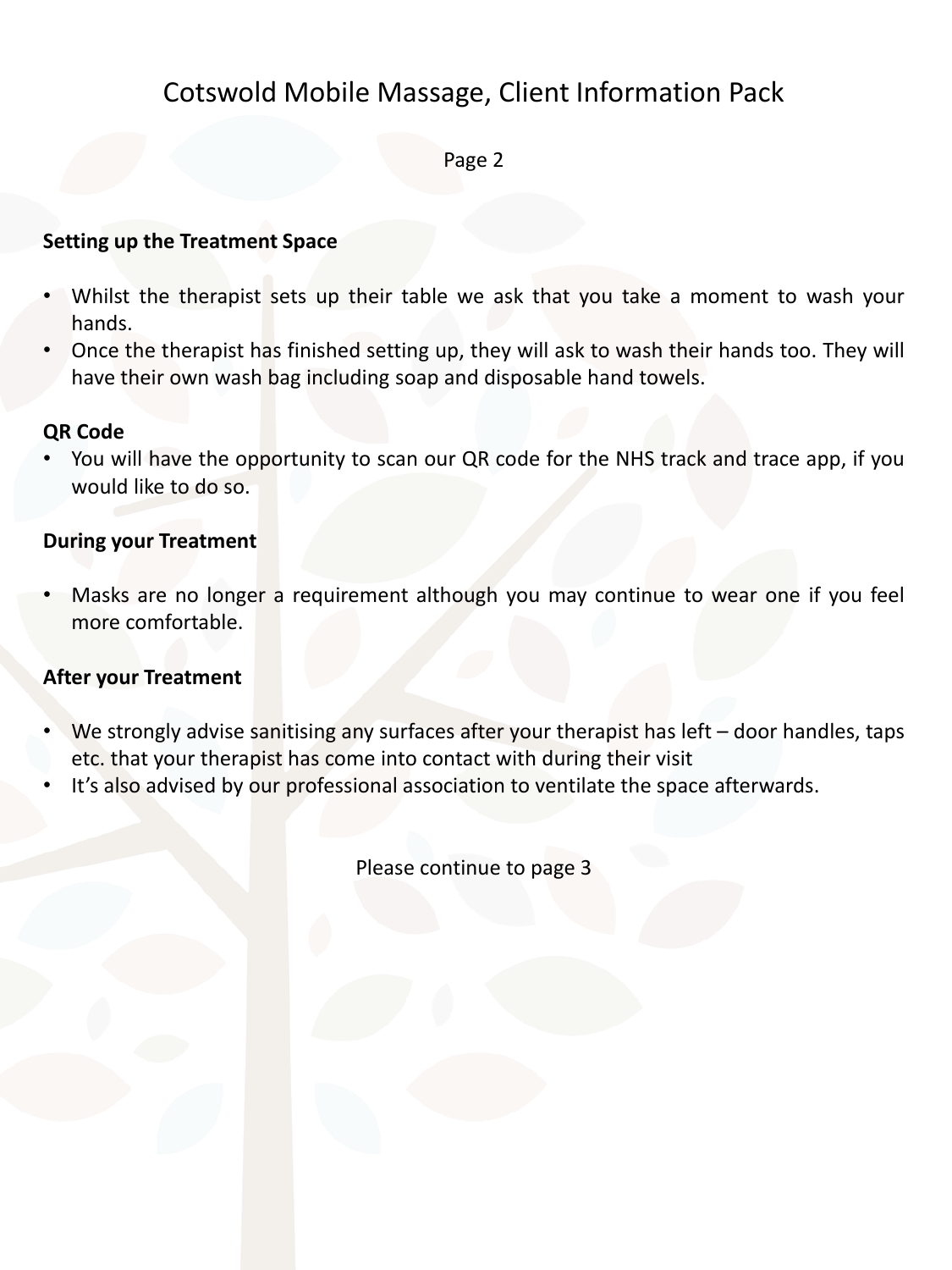## Setting up the Treatment Space

- Whilst the therapist sets up their table we ask that you take a moment to wash your hands.
- Once the therapist has finished setting up, they will ask to wash their hands too. They will have their own wash bag including soap and disposable hand towels.

## QR Code

- You will have the opportunity to scan our QR code for the NHS track and trace app, if you would like to do so.

## During your Treatment

- Masks are no longer a requirement although you may continue to wear one if you feel more comfortable.

## After your Treatment

- We strongly advise sanitising any surfaces after your therapist has left – door handles, taps etc. that your therapist has come into contact with during their visit
- It's also advised by our professional association to ventilate the space afterwards.

Please continue to page 3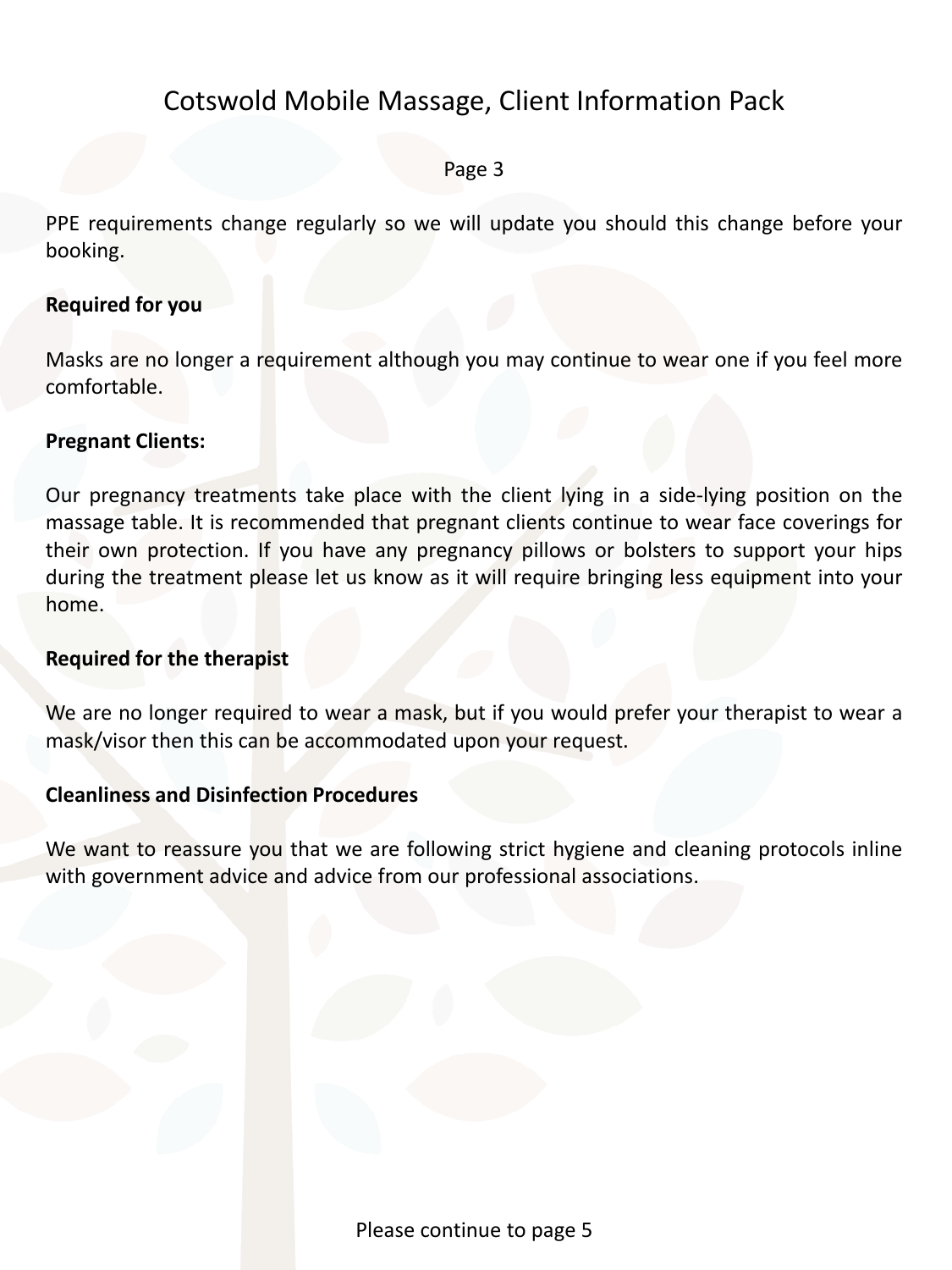PPE requirements change regularly so we will update you should this change before your booking.

**Required for you**

Masks are no longer a requirement although you may continue to wear one if you feel more comfortable.

**Pregnant Clients:**

Our pregnancy treatments take place with the client lying in a side-lying position on the massage table. It is recommended that pregnant clients continue to wear face coverings for their own protection. If you have any pregnancy pillows or bolsters to support your hips during the treatment please let us know as it will require bringing less equipment into your home.

**Required for the therapist**

We are no longer required to wear a mask, but if you would prefer your therapist to wear a mask/visor then this can be accommodated upon your request.

**Cleanliness and Disinfection Procedures**

We want to reassure you that we are following strict hygiene and cleaning protocols inline with government advice and advice from our professional associations.

Please continue to page 5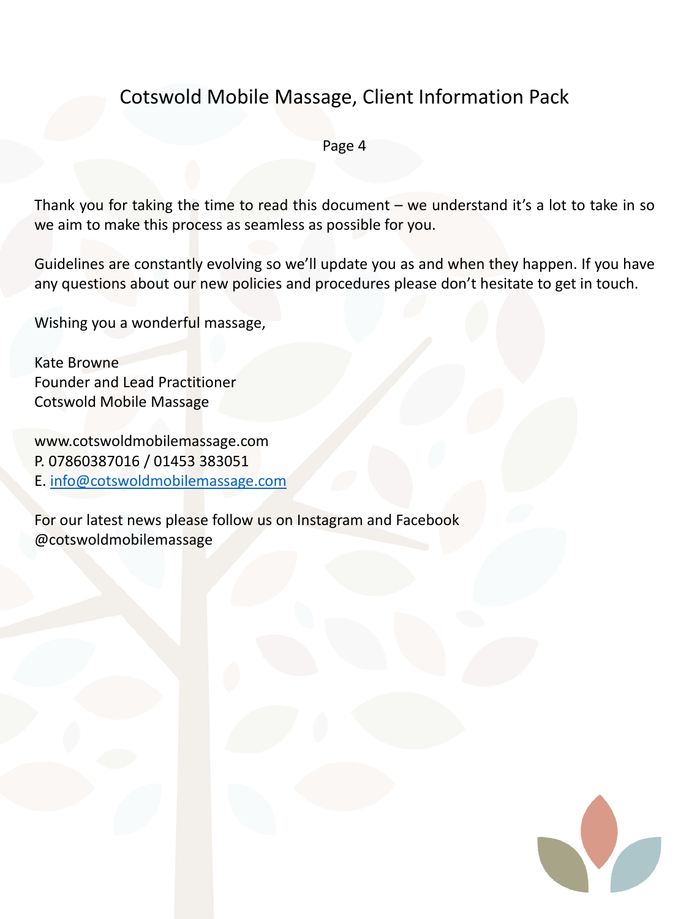Thank you for taking the time to read this document – we understand it's a lot to take in so we aim to make this process as seamless as possible for you.

Guidelines are constantly evolving so we'll update you as and when they happen. If you have any questions about our new policies and procedures please don't hesitate to get in touch.

Wishing you a wonderful massage,

Kate Browne
Founder and Lead Practitioner
Cotswold Mobile Massage

www.cotswoldmobilemassage.com
P. 07860387016 / 01453 383051
E. info@cotswoldmobilemassage.com

For our latest news please follow us on Instagram and Facebook
@cotswoldmobilemassage